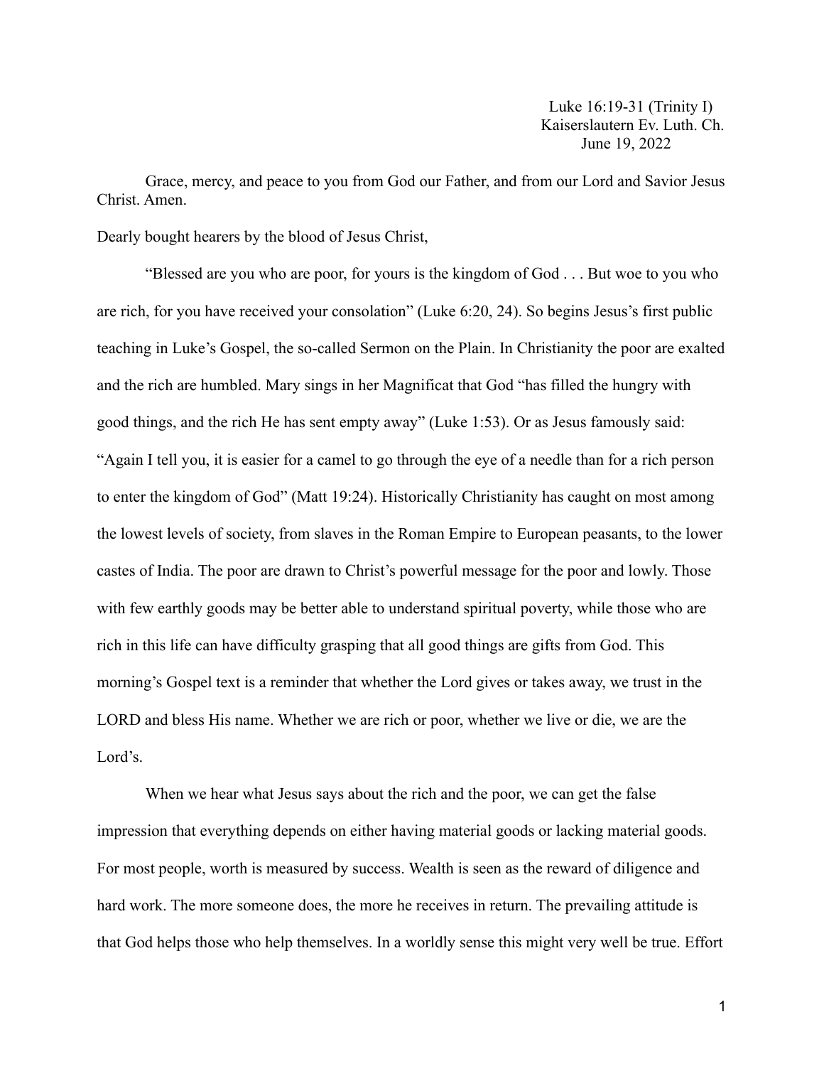Luke 16:19-31 (Trinity I)
Kaiserslautern Ev. Luth. Ch.
June 19, 2022

Grace, mercy, and peace to you from God our Father, and from our Lord and Savior Jesus Christ. Amen.

Dearly bought hearers by the blood of Jesus Christ,

"Blessed are you who are poor, for yours is the kingdom of God . . . But woe to you who are rich, for you have received your consolation" (Luke 6:20, 24). So begins Jesus's first public teaching in Luke's Gospel, the so-called Sermon on the Plain. In Christianity the poor are exalted and the rich are humbled. Mary sings in her Magnificat that God "has filled the hungry with good things, and the rich He has sent empty away" (Luke 1:53). Or as Jesus famously said: "Again I tell you, it is easier for a camel to go through the eye of a needle than for a rich person to enter the kingdom of God" (Matt 19:24). Historically Christianity has caught on most among the lowest levels of society, from slaves in the Roman Empire to European peasants, to the lower castes of India. The poor are drawn to Christ's powerful message for the poor and lowly. Those with few earthly goods may be better able to understand spiritual poverty, while those who are rich in this life can have difficulty grasping that all good things are gifts from God. This morning's Gospel text is a reminder that whether the Lord gives or takes away, we trust in the LORD and bless His name. Whether we are rich or poor, whether we live or die, we are the Lord's.

When we hear what Jesus says about the rich and the poor, we can get the false impression that everything depends on either having material goods or lacking material goods. For most people, worth is measured by success. Wealth is seen as the reward of diligence and hard work. The more someone does, the more he receives in return. The prevailing attitude is that God helps those who help themselves. In a worldly sense this might very well be true. Effort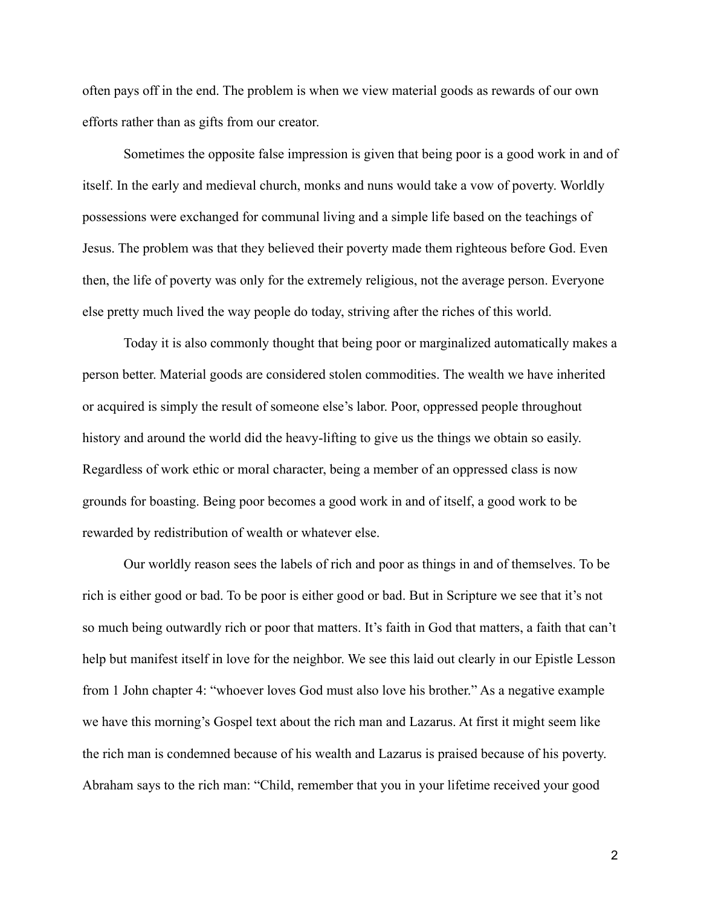often pays off in the end. The problem is when we view material goods as rewards of our own efforts rather than as gifts from our creator.

Sometimes the opposite false impression is given that being poor is a good work in and of itself. In the early and medieval church, monks and nuns would take a vow of poverty. Worldly possessions were exchanged for communal living and a simple life based on the teachings of Jesus. The problem was that they believed their poverty made them righteous before God. Even then, the life of poverty was only for the extremely religious, not the average person. Everyone else pretty much lived the way people do today, striving after the riches of this world.

Today it is also commonly thought that being poor or marginalized automatically makes a person better. Material goods are considered stolen commodities. The wealth we have inherited or acquired is simply the result of someone else's labor. Poor, oppressed people throughout history and around the world did the heavy-lifting to give us the things we obtain so easily. Regardless of work ethic or moral character, being a member of an oppressed class is now grounds for boasting. Being poor becomes a good work in and of itself, a good work to be rewarded by redistribution of wealth or whatever else.

Our worldly reason sees the labels of rich and poor as things in and of themselves. To be rich is either good or bad. To be poor is either good or bad. But in Scripture we see that it's not so much being outwardly rich or poor that matters. It's faith in God that matters, a faith that can't help but manifest itself in love for the neighbor. We see this laid out clearly in our Epistle Lesson from 1 John chapter 4: "whoever loves God must also love his brother." As a negative example we have this morning's Gospel text about the rich man and Lazarus. At first it might seem like the rich man is condemned because of his wealth and Lazarus is praised because of his poverty. Abraham says to the rich man: "Child, remember that you in your lifetime received your good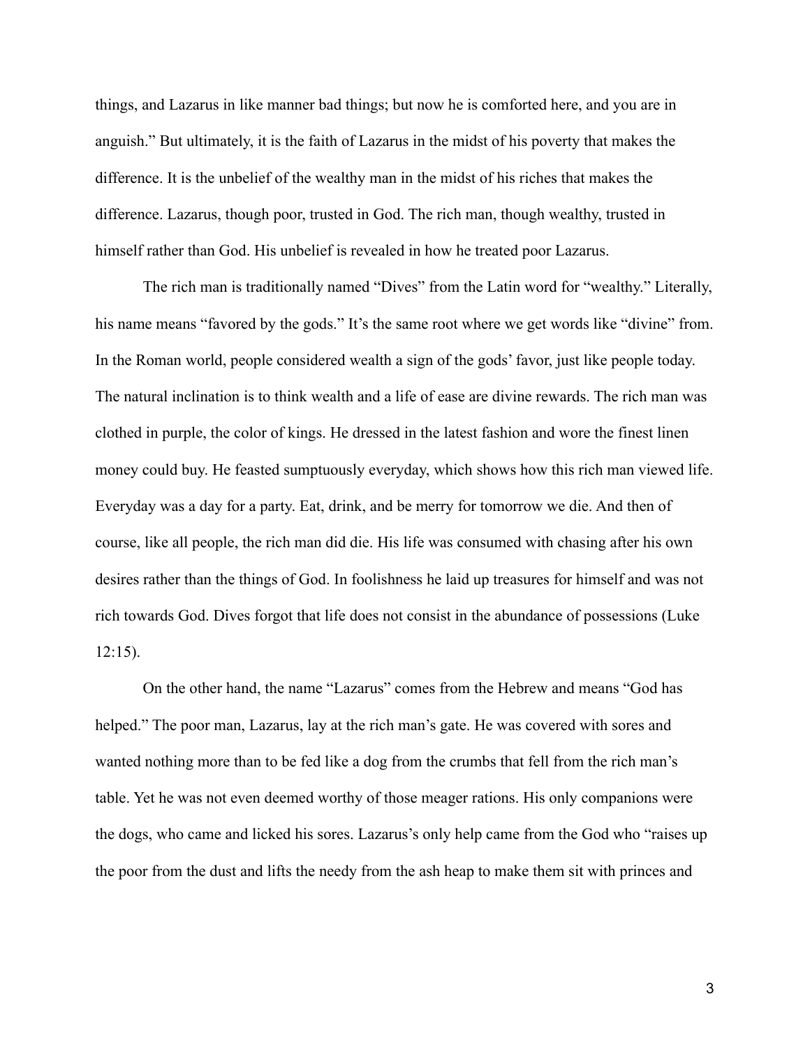things, and Lazarus in like manner bad things; but now he is comforted here, and you are in anguish." But ultimately, it is the faith of Lazarus in the midst of his poverty that makes the difference. It is the unbelief of the wealthy man in the midst of his riches that makes the difference. Lazarus, though poor, trusted in God. The rich man, though wealthy, trusted in himself rather than God. His unbelief is revealed in how he treated poor Lazarus.

The rich man is traditionally named "Dives" from the Latin word for "wealthy." Literally, his name means "favored by the gods." It's the same root where we get words like "divine" from. In the Roman world, people considered wealth a sign of the gods' favor, just like people today. The natural inclination is to think wealth and a life of ease are divine rewards. The rich man was clothed in purple, the color of kings. He dressed in the latest fashion and wore the finest linen money could buy. He feasted sumptuously everyday, which shows how this rich man viewed life. Everyday was a day for a party. Eat, drink, and be merry for tomorrow we die. And then of course, like all people, the rich man did die. His life was consumed with chasing after his own desires rather than the things of God. In foolishness he laid up treasures for himself and was not rich towards God. Dives forgot that life does not consist in the abundance of possessions (Luke 12:15).

On the other hand, the name "Lazarus" comes from the Hebrew and means "God has helped." The poor man, Lazarus, lay at the rich man's gate. He was covered with sores and wanted nothing more than to be fed like a dog from the crumbs that fell from the rich man's table. Yet he was not even deemed worthy of those meager rations. His only companions were the dogs, who came and licked his sores. Lazarus's only help came from the God who "raises up the poor from the dust and lifts the needy from the ash heap to make them sit with princes and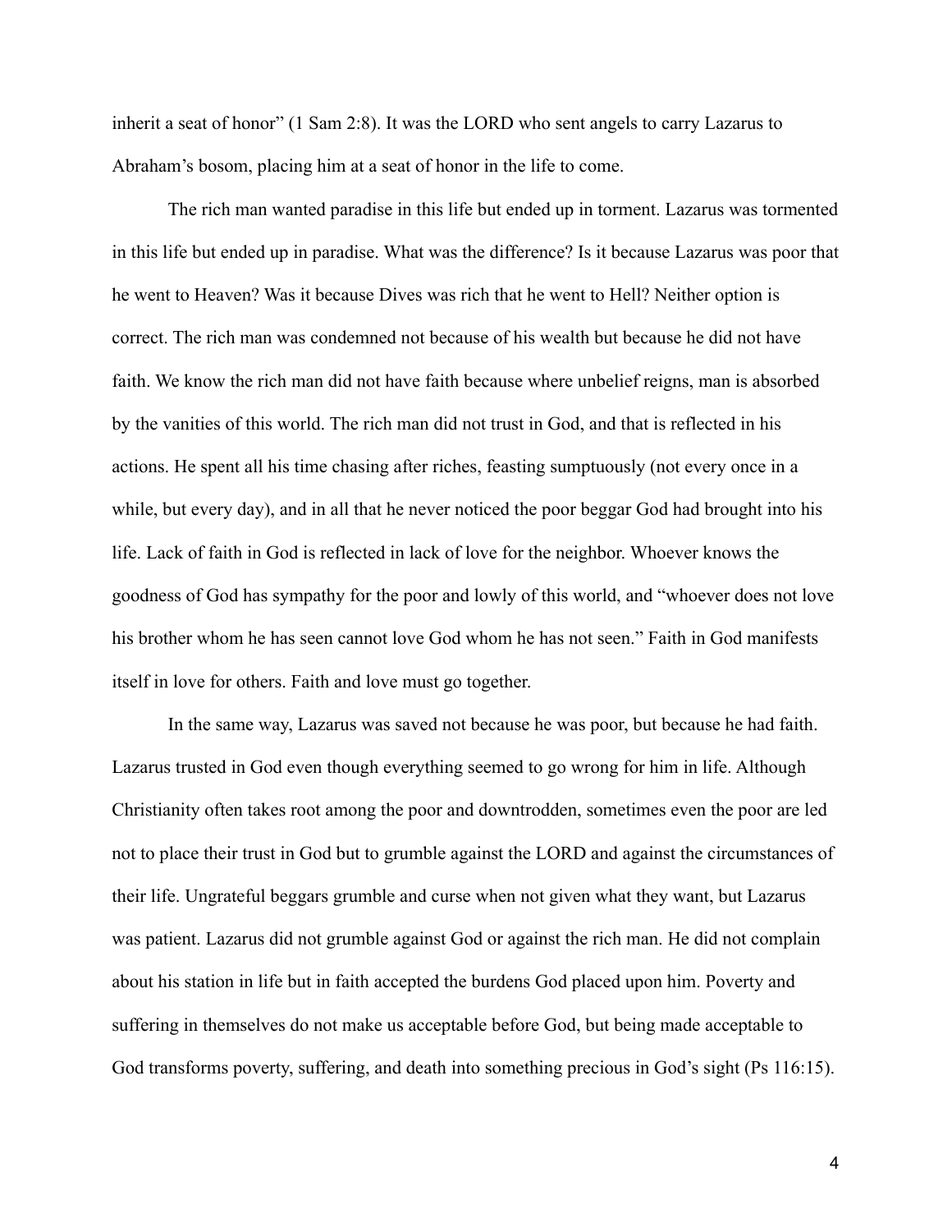inherit a seat of honor" (1 Sam 2:8). It was the LORD who sent angels to carry Lazarus to Abraham's bosom, placing him at a seat of honor in the life to come.

The rich man wanted paradise in this life but ended up in torment. Lazarus was tormented in this life but ended up in paradise. What was the difference? Is it because Lazarus was poor that he went to Heaven? Was it because Dives was rich that he went to Hell? Neither option is correct. The rich man was condemned not because of his wealth but because he did not have faith. We know the rich man did not have faith because where unbelief reigns, man is absorbed by the vanities of this world. The rich man did not trust in God, and that is reflected in his actions. He spent all his time chasing after riches, feasting sumptuously (not every once in a while, but every day), and in all that he never noticed the poor beggar God had brought into his life. Lack of faith in God is reflected in lack of love for the neighbor. Whoever knows the goodness of God has sympathy for the poor and lowly of this world, and "whoever does not love his brother whom he has seen cannot love God whom he has not seen." Faith in God manifests itself in love for others. Faith and love must go together.

In the same way, Lazarus was saved not because he was poor, but because he had faith. Lazarus trusted in God even though everything seemed to go wrong for him in life. Although Christianity often takes root among the poor and downtrodden, sometimes even the poor are led not to place their trust in God but to grumble against the LORD and against the circumstances of their life. Ungrateful beggars grumble and curse when not given what they want, but Lazarus was patient. Lazarus did not grumble against God or against the rich man. He did not complain about his station in life but in faith accepted the burdens God placed upon him. Poverty and suffering in themselves do not make us acceptable before God, but being made acceptable to God transforms poverty, suffering, and death into something precious in God's sight (Ps 116:15).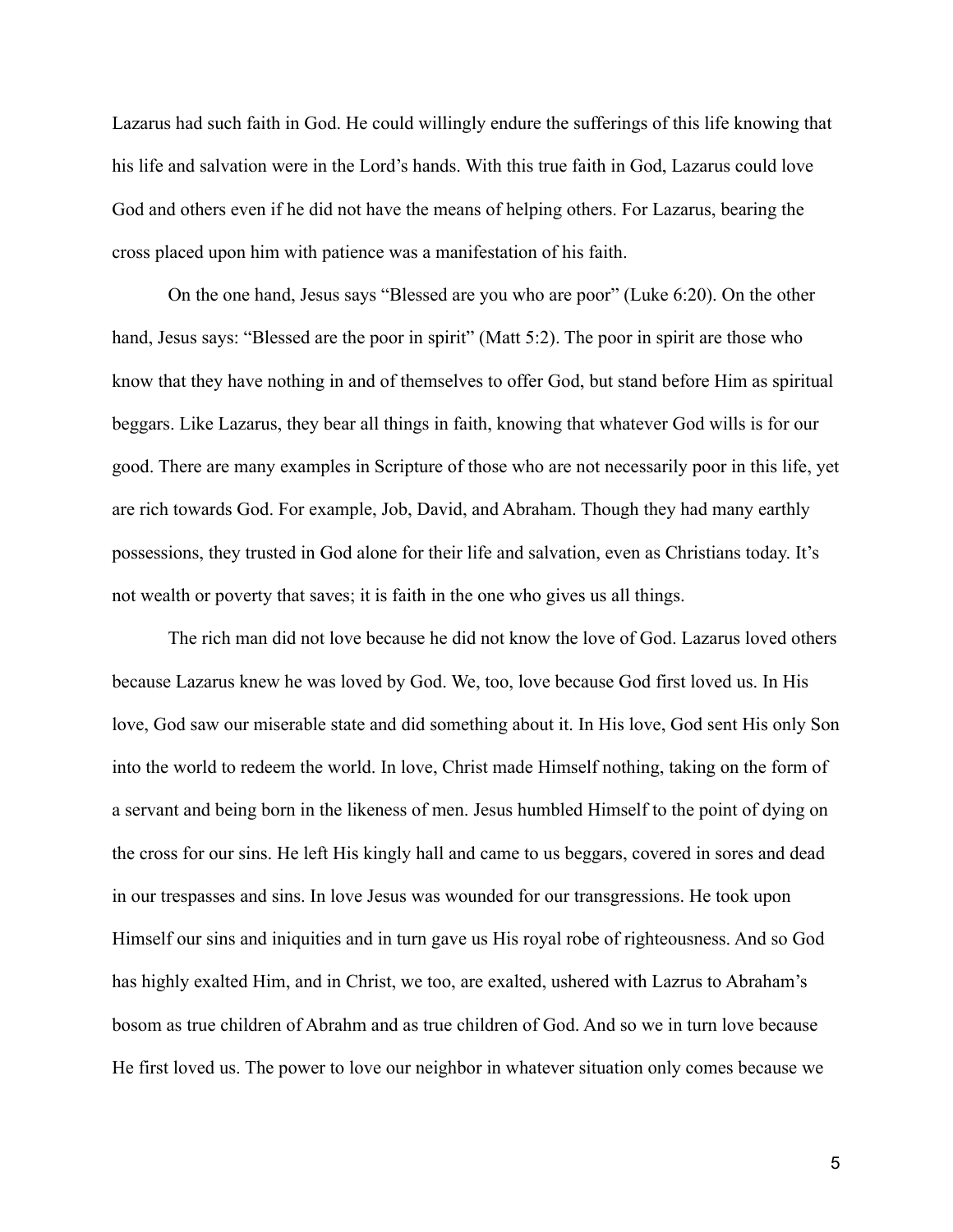Lazarus had such faith in God. He could willingly endure the sufferings of this life knowing that his life and salvation were in the Lord's hands. With this true faith in God, Lazarus could love God and others even if he did not have the means of helping others. For Lazarus, bearing the cross placed upon him with patience was a manifestation of his faith.

On the one hand, Jesus says "Blessed are you who are poor" (Luke 6:20). On the other hand, Jesus says: "Blessed are the poor in spirit" (Matt 5:2). The poor in spirit are those who know that they have nothing in and of themselves to offer God, but stand before Him as spiritual beggars. Like Lazarus, they bear all things in faith, knowing that whatever God wills is for our good. There are many examples in Scripture of those who are not necessarily poor in this life, yet are rich towards God. For example, Job, David, and Abraham. Though they had many earthly possessions, they trusted in God alone for their life and salvation, even as Christians today. It's not wealth or poverty that saves; it is faith in the one who gives us all things.

The rich man did not love because he did not know the love of God. Lazarus loved others because Lazarus knew he was loved by God. We, too, love because God first loved us. In His love, God saw our miserable state and did something about it. In His love, God sent His only Son into the world to redeem the world. In love, Christ made Himself nothing, taking on the form of a servant and being born in the likeness of men. Jesus humbled Himself to the point of dying on the cross for our sins. He left His kingly hall and came to us beggars, covered in sores and dead in our trespasses and sins. In love Jesus was wounded for our transgressions. He took upon Himself our sins and iniquities and in turn gave us His royal robe of righteousness. And so God has highly exalted Him, and in Christ, we too, are exalted, ushered with Lazrus to Abraham's bosom as true children of Abrahm and as true children of God. And so we in turn love because He first loved us. The power to love our neighbor in whatever situation only comes because we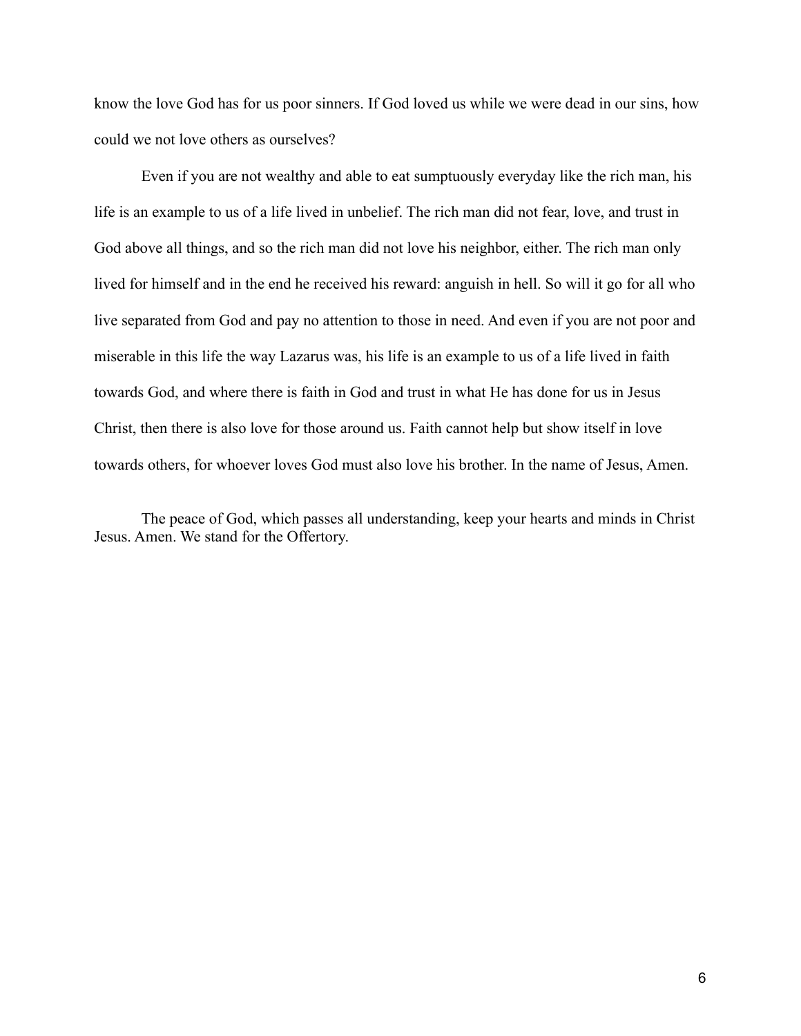know the love God has for us poor sinners. If God loved us while we were dead in our sins, how could we not love others as ourselves?

Even if you are not wealthy and able to eat sumptuously everyday like the rich man, his life is an example to us of a life lived in unbelief. The rich man did not fear, love, and trust in God above all things, and so the rich man did not love his neighbor, either. The rich man only lived for himself and in the end he received his reward: anguish in hell. So will it go for all who live separated from God and pay no attention to those in need. And even if you are not poor and miserable in this life the way Lazarus was, his life is an example to us of a life lived in faith towards God, and where there is faith in God and trust in what He has done for us in Jesus Christ, then there is also love for those around us. Faith cannot help but show itself in love towards others, for whoever loves God must also love his brother. In the name of Jesus, Amen.

The peace of God, which passes all understanding, keep your hearts and minds in Christ Jesus. Amen. We stand for the Offertory.